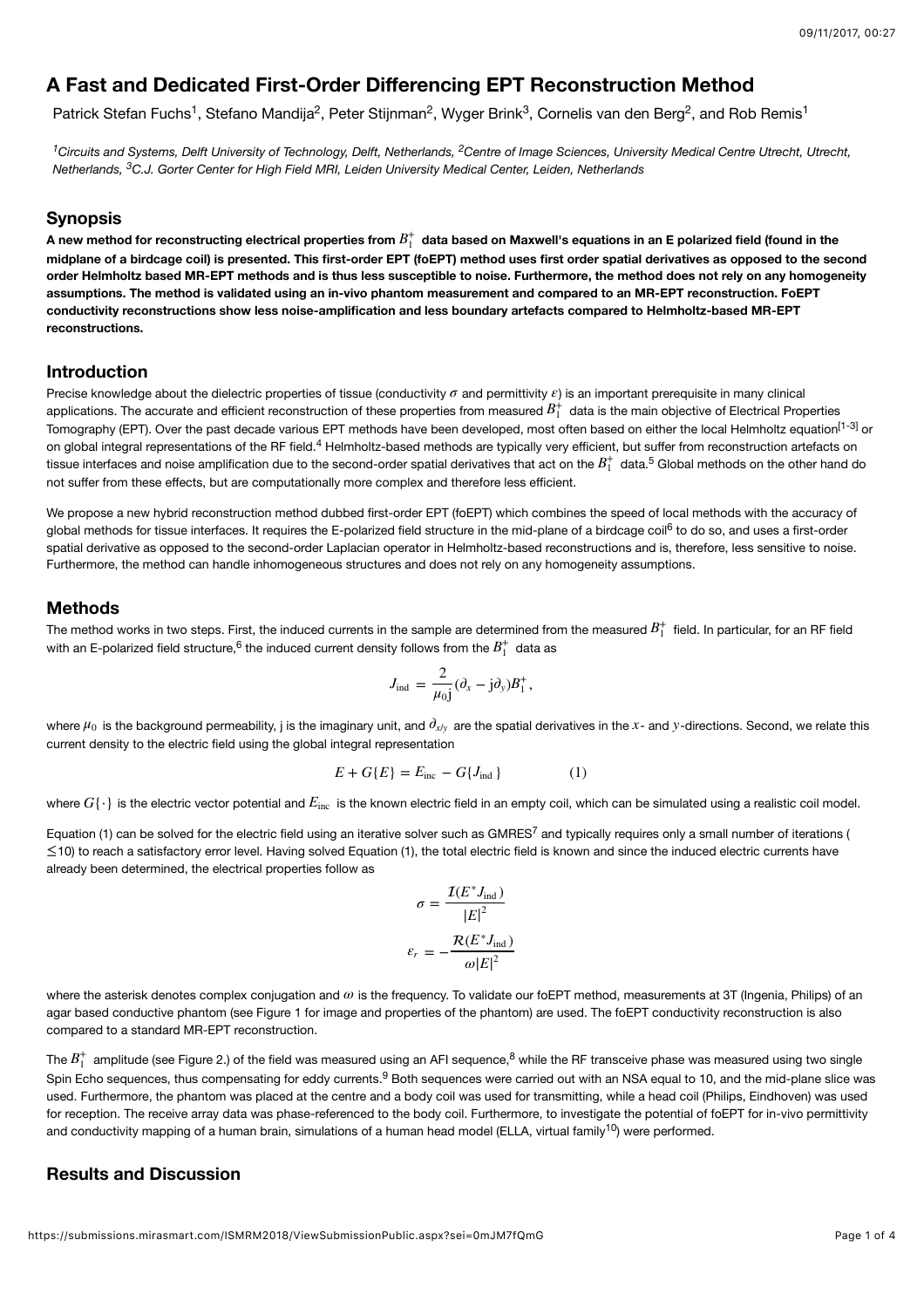# A Fast and Dedicated First-Order Differencing EPT Reconstruction Method

Patrick Stefan Fuchs[1], Stefano Mandija[2], Peter Stijnman[2], Wyger Brink[3], Cornelis van den Berg[2], and Rob Remis[1]

*[1]Circuits and Systems, Delft University of Technology, Delft, Netherlands, [2]Centre of Image Sciences, University Medical Centre Utrecht, Utrecht, Netherlands, [3]C.J. Gorter Center for High Field MRI, Leiden University Medical Center, Leiden, Netherlands*

## Synopsis

**A new method for reconstructing electrical properties from $B_1^+$ data based on Maxwell's equations in an E polarized field (found in the midplane of a birdcage coil) is presented. This first-order EPT (foEPT) method uses first order spatial derivatives as opposed to the second order Helmholtz based MR-EPT methods and is thus less susceptible to noise. Furthermore, the method does not rely on any homogeneity assumptions. The method is validated using an in-vivo phantom measurement and compared to an MR-EPT reconstruction. FoEPT conductivity reconstructions show less noise-amplification and less boundary artefacts compared to Helmholtz-based MR-EPT reconstructions.**

## Introduction

Precise knowledge about the dielectric properties of tissue (conductivity $\sigma$ and permittivity $\varepsilon$) is an important prerequisite in many clinical applications. The accurate and efficient reconstruction of these properties from measured $B_1^+$ data is the main objective of Electrical Properties Tomography (EPT). Over the past decade various EPT methods have been developed, most often based on either the local Helmholtz equation[1-3] or on global integral representations of the RF field.[4] Helmholtz-based methods are typically very efficient, but suffer from reconstruction artefacts on tissue interfaces and noise amplification due to the second-order spatial derivatives that act on the $B_1^+$ data.[5] Global methods on the other hand do not suffer from these effects, but are computationally more complex and therefore less efficient.

We propose a new hybrid reconstruction method dubbed first-order EPT (foEPT) which combines the speed of local methods with the accuracy of global methods for tissue interfaces. It requires the E-polarized field structure in the mid-plane of a birdcage coil[6] to do so, and uses a first-order spatial derivative as opposed to the second-order Laplacian operator in Helmholtz-based reconstructions and is, therefore, less sensitive to noise. Furthermore, the method can handle inhomogeneous structures and does not rely on any homogeneity assumptions.

## Methods

The method works in two steps. First, the induced currents in the sample are determined from the measured $B_1^+$ field. In particular, for an RF field with an E-polarized field structure,[6] the induced current density follows from the $B_1^+$ data as

$$J_{\text{ind}} = \frac{2}{\mu_0 \text{j}}(\partial_x - \text{j}\partial_y)B_1^+,$$

where $\mu_0$ is the background permeability, j is the imaginary unit, and $\partial_{x/y}$ are the spatial derivatives in the $x$- and $y$-directions. Second, we relate this current density to the electric field using the global integral representation

$$E + G\{E\} = E_{\text{inc}} - G\{J_{\text{ind}}\} \qquad (1)$$

where $G\{\cdot\}$ is the electric vector potential and $E_{\text{inc}}$ is the known electric field in an empty coil, which can be simulated using a realistic coil model.

Equation (1) can be solved for the electric field using an iterative solver such as GMRES[7] and typically requires only a small number of iterations ($\leq$10) to reach a satisfactory error level. Having solved Equation (1), the total electric field is known and since the induced electric currents have already been determined, the electrical properties follow as

$$\sigma = \frac{\mathcal{I}(E^* J_{\text{ind}})}{|E|^2}$$

$$\varepsilon_r = -\frac{\mathcal{R}(E^* J_{\text{ind}})}{\omega |E|^2}$$

where the asterisk denotes complex conjugation and $\omega$ is the frequency. To validate our foEPT method, measurements at 3T (Ingenia, Philips) of an agar based conductive phantom (see Figure 1 for image and properties of the phantom) are used. The foEPT conductivity reconstruction is also compared to a standard MR-EPT reconstruction.

The $B_1^+$ amplitude (see Figure 2.) of the field was measured using an AFI sequence,[8] while the RF transceive phase was measured using two single Spin Echo sequences, thus compensating for eddy currents.[9] Both sequences were carried out with an NSA equal to 10, and the mid-plane slice was used. Furthermore, the phantom was placed at the centre and a body coil was used for transmitting, while a head coil (Philips, Eindhoven) was used for reception. The receive array data was phase-referenced to the body coil. Furthermore, to investigate the potential of foEPT for in-vivo permittivity and conductivity mapping of a human brain, simulations of a human head model (ELLA, virtual family[10]) were performed.

## Results and Discussion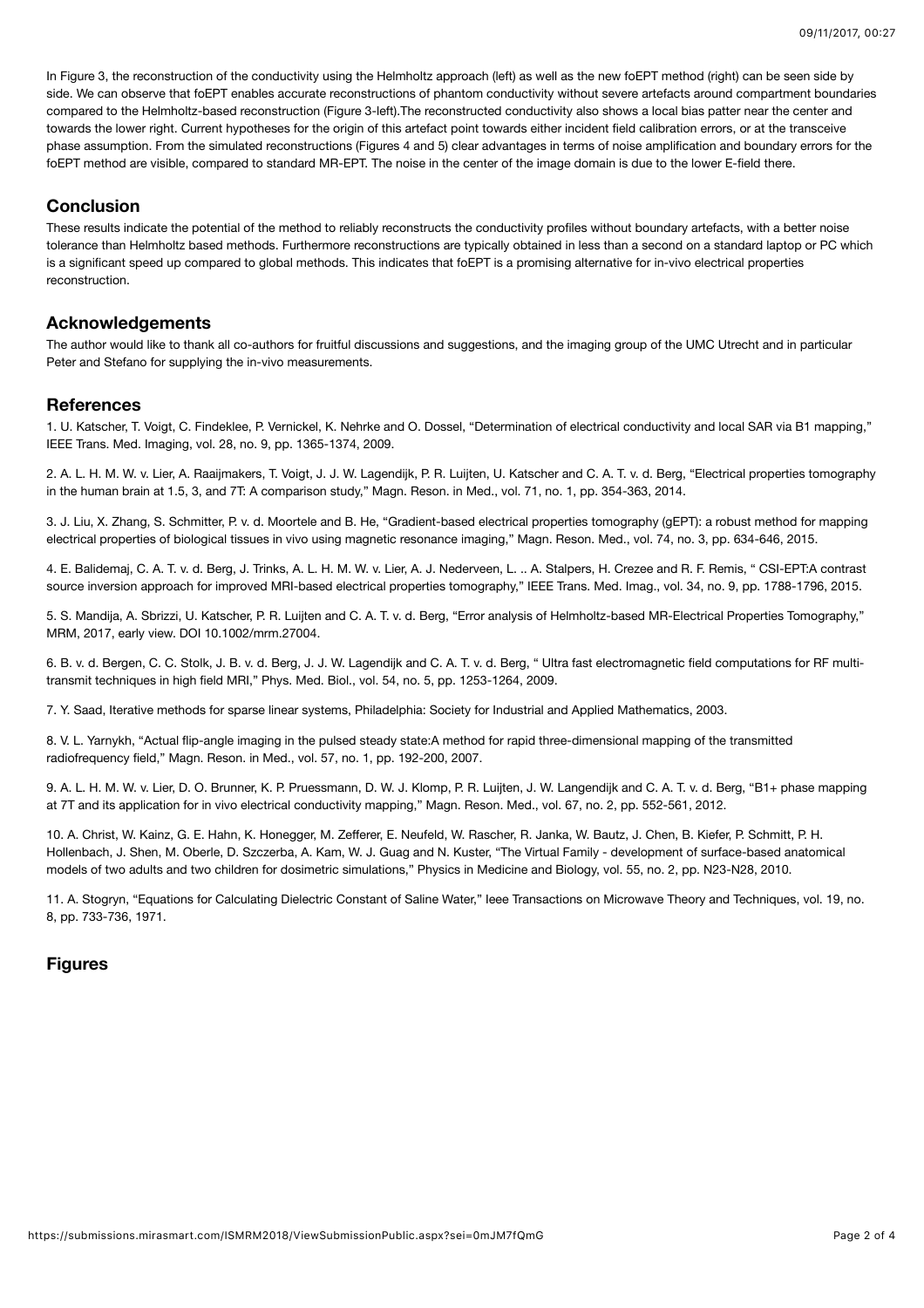In Figure 3, the reconstruction of the conductivity using the Helmholtz approach (left) as well as the new foEPT method (right) can be seen side by side. We can observe that foEPT enables accurate reconstructions of phantom conductivity without severe artefacts around compartment boundaries compared to the Helmholtz-based reconstruction (Figure 3-left).The reconstructed conductivity also shows a local bias patter near the center and towards the lower right. Current hypotheses for the origin of this artefact point towards either incident field calibration errors, or at the transceive phase assumption. From the simulated reconstructions (Figures 4 and 5) clear advantages in terms of noise amplification and boundary errors for the foEPT method are visible, compared to standard MR-EPT. The noise in the center of the image domain is due to the lower E-field there.

## Conclusion

These results indicate the potential of the method to reliably reconstructs the conductivity profiles without boundary artefacts, with a better noise tolerance than Helmholtz based methods. Furthermore reconstructions are typically obtained in less than a second on a standard laptop or PC which is a significant speed up compared to global methods. This indicates that foEPT is a promising alternative for in-vivo electrical properties reconstruction.

## Acknowledgements

The author would like to thank all co-authors for fruitful discussions and suggestions, and the imaging group of the UMC Utrecht and in particular Peter and Stefano for supplying the in-vivo measurements.

## References

1. U. Katscher, T. Voigt, C. Findeklee, P. Vernickel, K. Nehrke and O. Dossel, "Determination of electrical conductivity and local SAR via B1 mapping," IEEE Trans. Med. Imaging, vol. 28, no. 9, pp. 1365-1374, 2009.

2. A. L. H. M. W. v. Lier, A. Raaijmakers, T. Voigt, J. J. W. Lagendijk, P. R. Luijten, U. Katscher and C. A. T. v. d. Berg, "Electrical properties tomography in the human brain at 1.5, 3, and 7T: A comparison study," Magn. Reson. in Med., vol. 71, no. 1, pp. 354-363, 2014.

3. J. Liu, X. Zhang, S. Schmitter, P. v. d. Moortele and B. He, "Gradient-based electrical properties tomography (gEPT): a robust method for mapping electrical properties of biological tissues in vivo using magnetic resonance imaging," Magn. Reson. Med., vol. 74, no. 3, pp. 634-646, 2015.

4. E. Balidemaj, C. A. T. v. d. Berg, J. Trinks, A. L. H. M. W. v. Lier, A. J. Nederveen, L. .. A. Stalpers, H. Crezee and R. F. Remis, " CSI-EPT:A contrast source inversion approach for improved MRI-based electrical properties tomography," IEEE Trans. Med. Imag., vol. 34, no. 9, pp. 1788-1796, 2015.

5. S. Mandija, A. Sbrizzi, U. Katscher, P. R. Luijten and C. A. T. v. d. Berg, "Error analysis of Helmholtz-based MR-Electrical Properties Tomography," MRM, 2017, early view. DOI 10.1002/mrm.27004.

6. B. v. d. Bergen, C. C. Stolk, J. B. v. d. Berg, J. J. W. Lagendijk and C. A. T. v. d. Berg, " Ultra fast electromagnetic field computations for RF multi-transmit techniques in high field MRI," Phys. Med. Biol., vol. 54, no. 5, pp. 1253-1264, 2009.

7. Y. Saad, Iterative methods for sparse linear systems, Philadelphia: Society for Industrial and Applied Mathematics, 2003.

8. V. L. Yarnykh, "Actual flip-angle imaging in the pulsed steady state:A method for rapid three-dimensional mapping of the transmitted radiofrequency field," Magn. Reson. in Med., vol. 57, no. 1, pp. 192-200, 2007.

9. A. L. H. M. W. v. Lier, D. O. Brunner, K. P. Pruessmann, D. W. J. Klomp, P. R. Luijten, J. W. Langendijk and C. A. T. v. d. Berg, "B1+ phase mapping at 7T and its application for in vivo electrical conductivity mapping," Magn. Reson. Med., vol. 67, no. 2, pp. 552-561, 2012.

10. A. Christ, W. Kainz, G. E. Hahn, K. Honegger, M. Zefferer, E. Neufeld, W. Rascher, R. Janka, W. Bautz, J. Chen, B. Kiefer, P. Schmitt, P. H. Hollenbach, J. Shen, M. Oberle, D. Szczerba, A. Kam, W. J. Guag and N. Kuster, "The Virtual Family - development of surface-based anatomical models of two adults and two children for dosimetric simulations," Physics in Medicine and Biology, vol. 55, no. 2, pp. N23-N28, 2010.

11. A. Stogryn, "Equations for Calculating Dielectric Constant of Saline Water," Ieee Transactions on Microwave Theory and Techniques, vol. 19, no. 8, pp. 733-736, 1971.

## Figures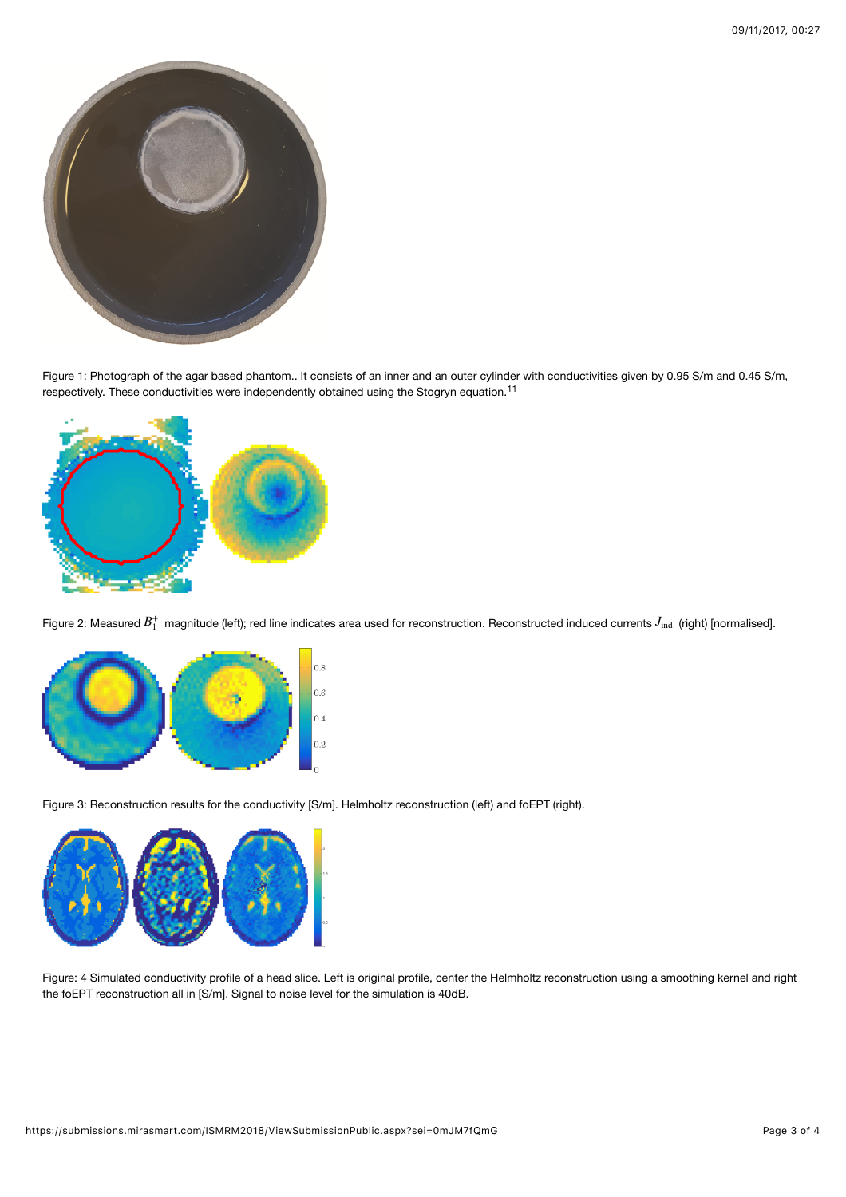Figure 1: Photograph of the agar based phantom.. It consists of an inner and an outer cylinder with conductivities given by 0.95 S/m and 0.45 S/m, respectively. These conductivities were independently obtained using the Stogryn equation.[11]

Figure 2: Measured $B_1^+$ magnitude (left); red line indicates area used for reconstruction. Reconstructed induced currents $J_{\text{ind}}$ (right) [normalised].

Figure 3: Reconstruction results for the conductivity [S/m]. Helmholtz reconstruction (left) and foEPT (right).

Figure: 4 Simulated conductivity profile of a head slice. Left is original profile, center the Helmholtz reconstruction using a smoothing kernel and right the foEPT reconstruction all in [S/m]. Signal to noise level for the simulation is 40dB.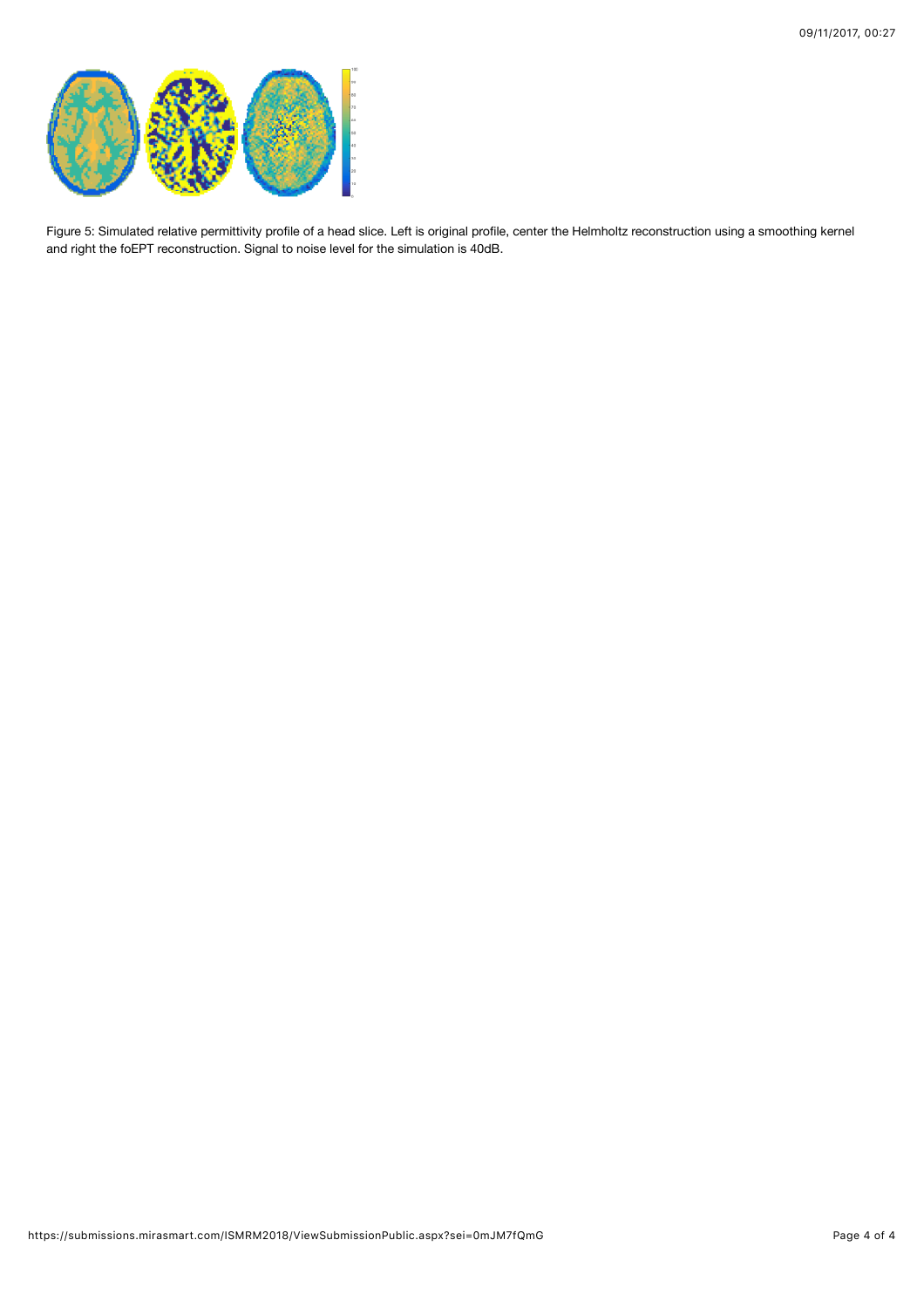Figure 5: Simulated relative permittivity profile of a head slice. Left is original profile, center the Helmholtz reconstruction using a smoothing kernel and right the foEPT reconstruction. Signal to noise level for the simulation is 40dB.